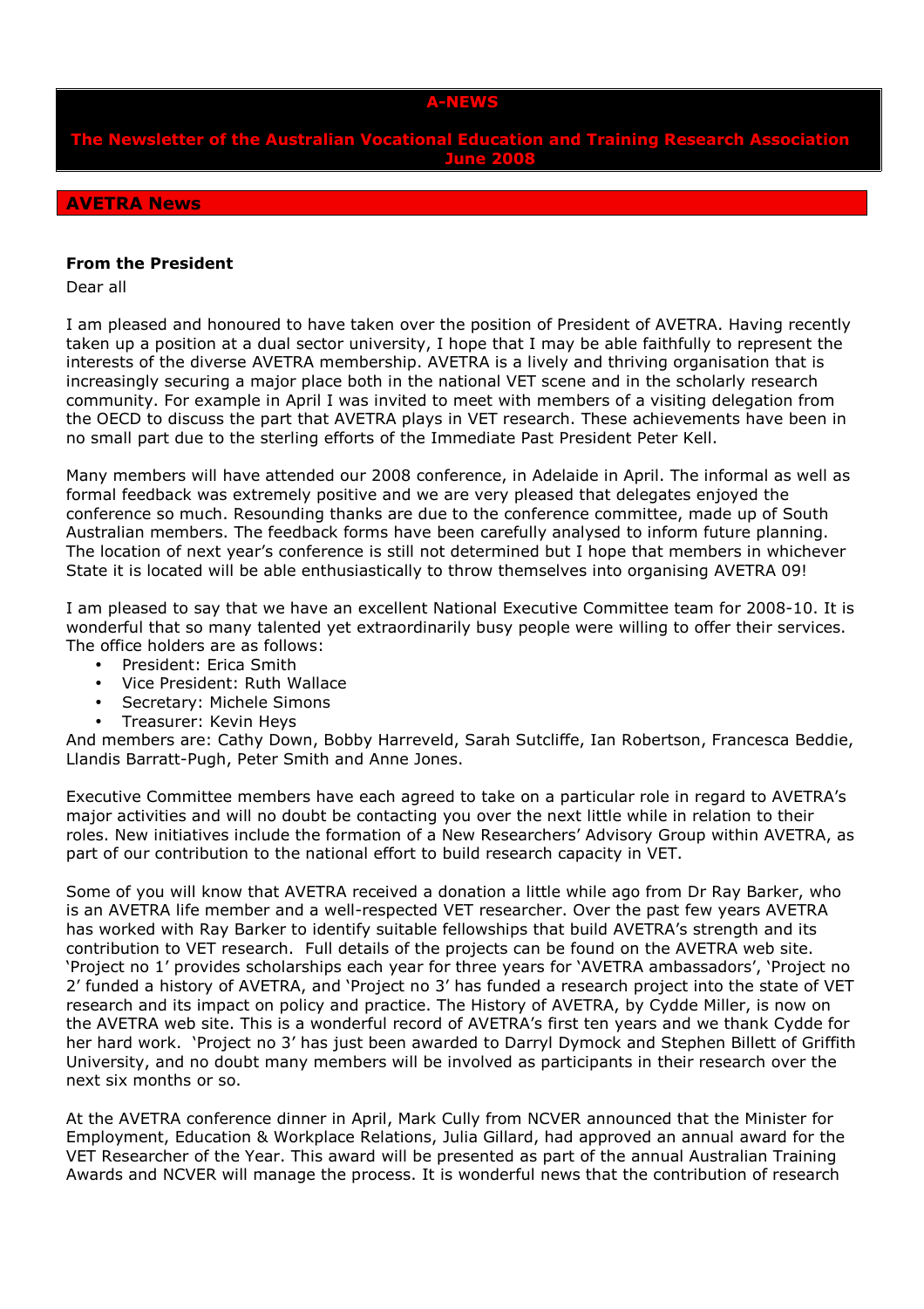# A-NEWS

## The Newsletter of the Australian Vocational Education and Training Research Association June 2008

## AVETRA News

### From the President

Dear all

I am pleased and honoured to have taken over the position of President of AVETRA. Having recently taken up a position at a dual sector university, I hope that I may be able faithfully to represent the interests of the diverse AVETRA membership. AVETRA is a lively and thriving organisation that is increasingly securing a major place both in the national VET scene and in the scholarly research community. For example in April I was invited to meet with members of a visiting delegation from the OECD to discuss the part that AVETRA plays in VET research. These achievements have been in no small part due to the sterling efforts of the Immediate Past President Peter Kell.

Many members will have attended our 2008 conference, in Adelaide in April. The informal as well as formal feedback was extremely positive and we are very pleased that delegates enjoyed the conference so much. Resounding thanks are due to the conference committee, made up of South Australian members. The feedback forms have been carefully analysed to inform future planning. The location of next year's conference is still not determined but I hope that members in whichever State it is located will be able enthusiastically to throw themselves into organising AVETRA 09!

I am pleased to say that we have an excellent National Executive Committee team for 2008-10. It is wonderful that so many talented yet extraordinarily busy people were willing to offer their services. The office holders are as follows:

- President: Erica Smith
- Vice President: Ruth Wallace
- Secretary: Michele Simons
- Treasurer: Kevin Heys

And members are: Cathy Down, Bobby Harreveld, Sarah Sutcliffe, Ian Robertson, Francesca Beddie, Llandis Barratt-Pugh, Peter Smith and Anne Jones.

Executive Committee members have each agreed to take on a particular role in regard to AVETRA's major activities and will no doubt be contacting you over the next little while in relation to their roles. New initiatives include the formation of a New Researchers' Advisory Group within AVETRA, as part of our contribution to the national effort to build research capacity in VET.

Some of you will know that AVETRA received a donation a little while ago from Dr Ray Barker, who is an AVETRA life member and a well-respected VET researcher. Over the past few years AVETRA has worked with Ray Barker to identify suitable fellowships that build AVETRA's strength and its contribution to VET research. Full details of the projects can be found on the AVETRA web site. 'Project no 1' provides scholarships each year for three years for 'AVETRA ambassadors', 'Project no 2' funded a history of AVETRA, and 'Project no 3' has funded a research project into the state of VET research and its impact on policy and practice. The History of AVETRA, by Cydde Miller, is now on the AVETRA web site. This is a wonderful record of AVETRA's first ten years and we thank Cydde for her hard work. 'Project no 3' has just been awarded to Darryl Dymock and Stephen Billett of Griffith University, and no doubt many members will be involved as participants in their research over the next six months or so.

At the AVETRA conference dinner in April, Mark Cully from NCVER announced that the Minister for Employment, Education & Workplace Relations, Julia Gillard, had approved an annual award for the VET Researcher of the Year. This award will be presented as part of the annual Australian Training Awards and NCVER will manage the process. It is wonderful news that the contribution of research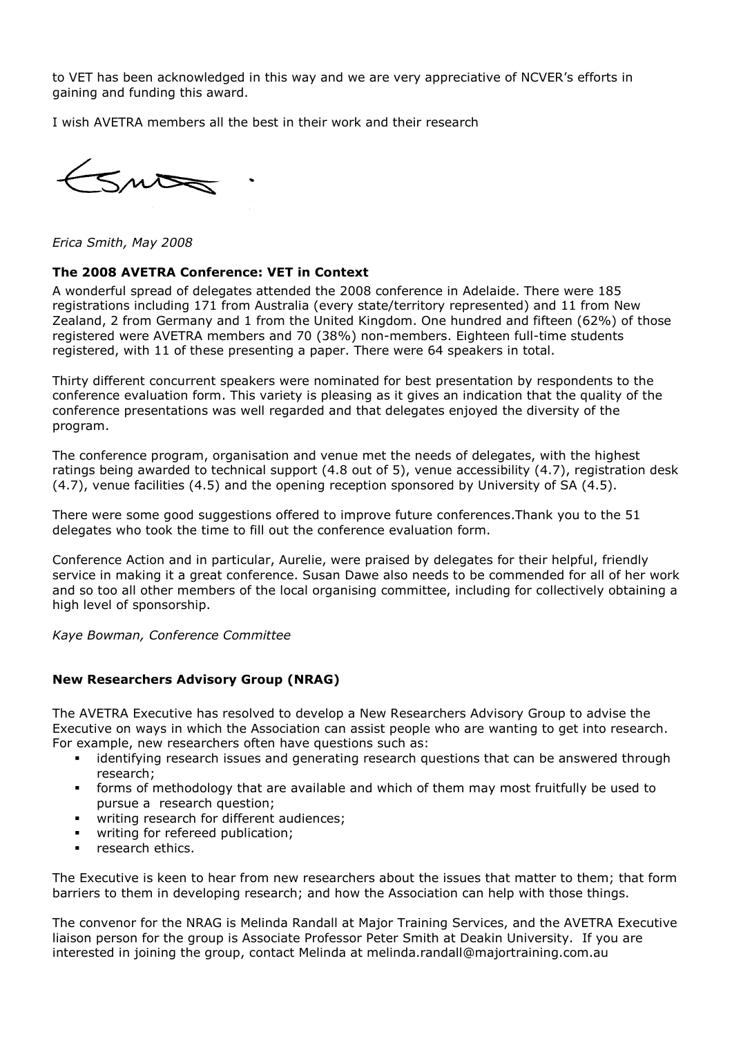to VET has been acknowledged in this way and we are very appreciative of NCVER's efforts in gaining and funding this award.

I wish AVETRA members all the best in their work and their research

*Erica Smith, May 2008*

### The 2008 AVETRA Conference: VET in Context

A wonderful spread of delegates attended the 2008 conference in Adelaide. There were 185 registrations including 171 from Australia (every state/territory represented) and 11 from New Zealand, 2 from Germany and 1 from the United Kingdom. One hundred and fifteen (62%) of those registered were AVETRA members and 70 (38%) non-members. Eighteen full-time students registered, with 11 of these presenting a paper. There were 64 speakers in total.

Thirty different concurrent speakers were nominated for best presentation by respondents to the conference evaluation form. This variety is pleasing as it gives an indication that the quality of the conference presentations was well regarded and that delegates enjoyed the diversity of the program.

The conference program, organisation and venue met the needs of delegates, with the highest ratings being awarded to technical support (4.8 out of 5), venue accessibility (4.7), registration desk (4.7), venue facilities (4.5) and the opening reception sponsored by University of SA (4.5).

There were some good suggestions offered to improve future conferences.Thank you to the 51 delegates who took the time to fill out the conference evaluation form.

Conference Action and in particular, Aurelie, were praised by delegates for their helpful, friendly service in making it a great conference. Susan Dawe also needs to be commended for all of her work and so too all other members of the local organising committee, including for collectively obtaining a high level of sponsorship.

*Kaye Bowman, Conference Committee*

### New Researchers Advisory Group (NRAG)

The AVETRA Executive has resolved to develop a New Researchers Advisory Group to advise the Executive on ways in which the Association can assist people who are wanting to get into research. For example, new researchers often have questions such as:

- identifying research issues and generating research questions that can be answered through research;
- forms of methodology that are available and which of them may most fruitfully be used to pursue a research question;
- writing research for different audiences;
- writing for refereed publication;
- research ethics.

The Executive is keen to hear from new researchers about the issues that matter to them; that form barriers to them in developing research; and how the Association can help with those things.

The convenor for the NRAG is Melinda Randall at Major Training Services, and the AVETRA Executive liaison person for the group is Associate Professor Peter Smith at Deakin University. If you are interested in joining the group, contact Melinda at melinda.randall@majortraining.com.au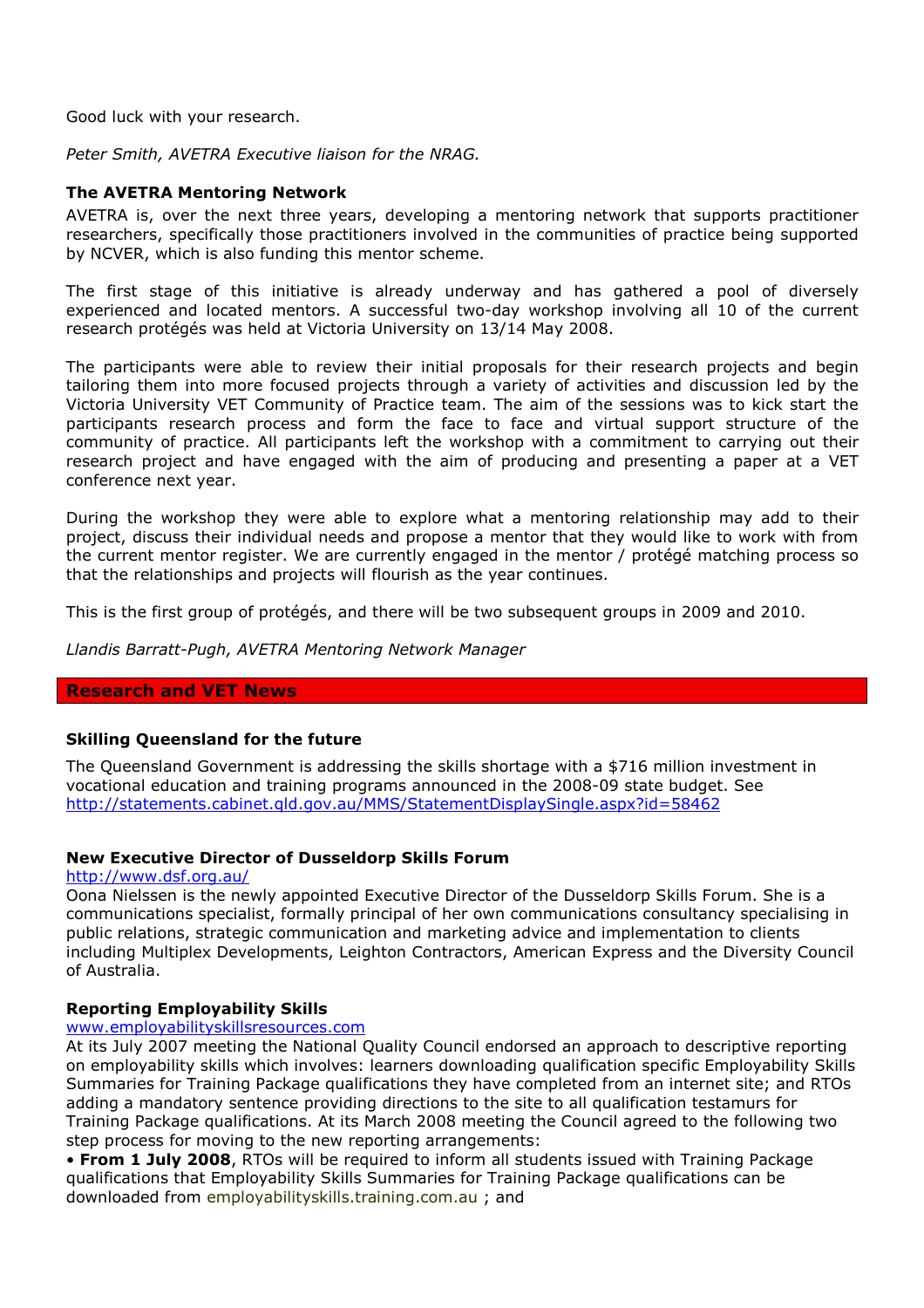Good luck with your research.

*Peter Smith, AVETRA Executive liaison for the NRAG.*

### The AVETRA Mentoring Network

AVETRA is, over the next three years, developing a mentoring network that supports practitioner researchers, specifically those practitioners involved in the communities of practice being supported by NCVER, which is also funding this mentor scheme.

The first stage of this initiative is already underway and has gathered a pool of diversely experienced and located mentors. A successful two-day workshop involving all 10 of the current research protégés was held at Victoria University on 13/14 May 2008.

The participants were able to review their initial proposals for their research projects and begin tailoring them into more focused projects through a variety of activities and discussion led by the Victoria University VET Community of Practice team. The aim of the sessions was to kick start the participants research process and form the face to face and virtual support structure of the community of practice. All participants left the workshop with a commitment to carrying out their research project and have engaged with the aim of producing and presenting a paper at a VET conference next year.

During the workshop they were able to explore what a mentoring relationship may add to their project, discuss their individual needs and propose a mentor that they would like to work with from the current mentor register. We are currently engaged in the mentor / protégé matching process so that the relationships and projects will flourish as the year continues.

This is the first group of protégés, and there will be two subsequent groups in 2009 and 2010.

*Llandis Barratt-Pugh, AVETRA Mentoring Network Manager*

## Research and VET News

### Skilling Queensland for the future

The Queensland Government is addressing the skills shortage with a $716 million investment in vocational education and training programs announced in the 2008-09 state budget. See http://statements.cabinet.qld.gov.au/MMS/StatementDisplaySingle.aspx?id=58462

### New Executive Director of Dusseldorp Skills Forum

http://www.dsf.org.au/

Oona Nielssen is the newly appointed Executive Director of the Dusseldorp Skills Forum. She is a communications specialist, formally principal of her own communications consultancy specialising in public relations, strategic communication and marketing advice and implementation to clients including Multiplex Developments, Leighton Contractors, American Express and the Diversity Council of Australia.

### Reporting Employability Skills

www.employabilityskillsresources.com

At its July 2007 meeting the National Quality Council endorsed an approach to descriptive reporting on employability skills which involves: learners downloading qualification specific Employability Skills Summaries for Training Package qualifications they have completed from an internet site; and RTOs adding a mandatory sentence providing directions to the site to all qualification testamurs for Training Package qualifications. At its March 2008 meeting the Council agreed to the following two step process for moving to the new reporting arrangements:

- **From 1 July 2008**, RTOs will be required to inform all students issued with Training Package qualifications that Employability Skills Summaries for Training Package qualifications can be downloaded from employabilityskills.training.com.au ; and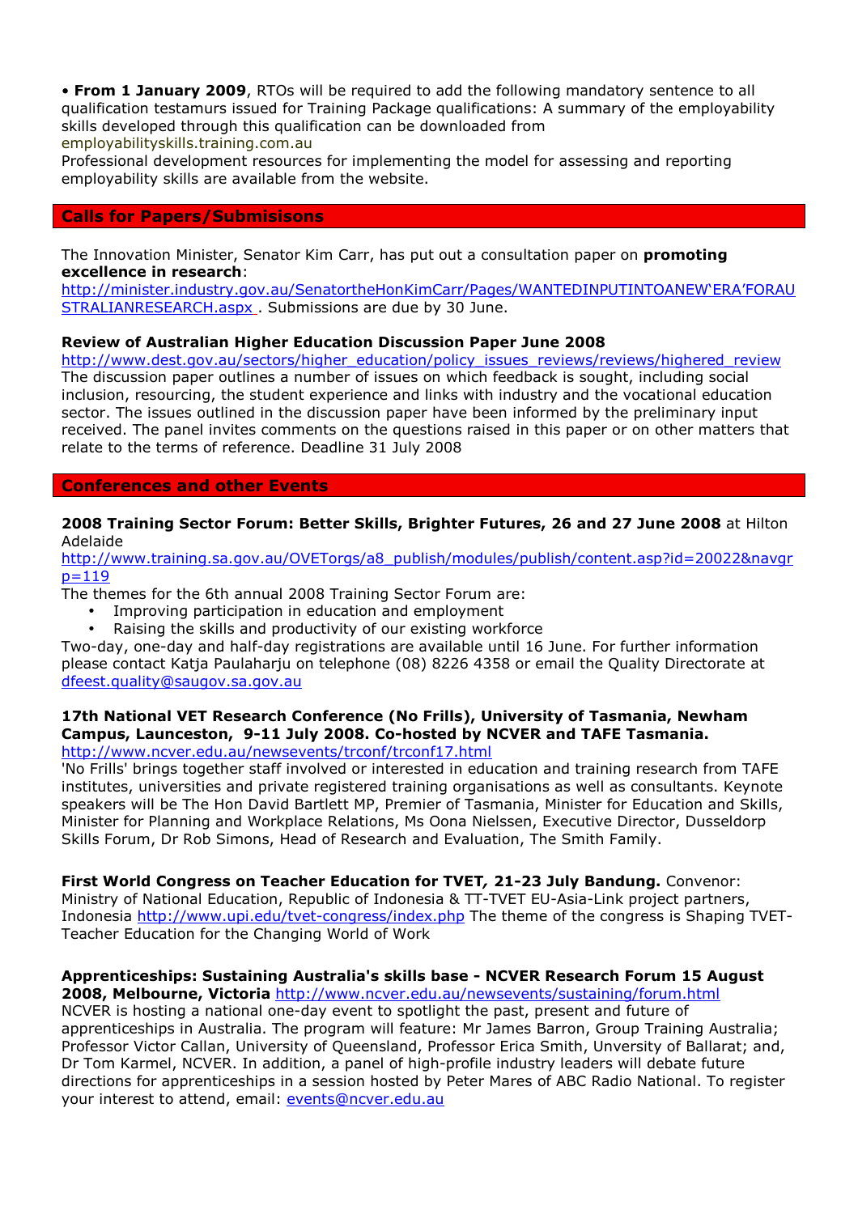• **From 1 January 2009**, RTOs will be required to add the following mandatory sentence to all qualification testamurs issued for Training Package qualifications: A summary of the employability skills developed through this qualification can be downloaded from employabilityskills.training.com.au
Professional development resources for implementing the model for assessing and reporting employability skills are available from the website.

## Calls for Papers/Submisisons

The Innovation Minister, Senator Kim Carr, has put out a consultation paper on **promoting excellence in research**:
http://minister.industry.gov.au/SenatortheHonKimCarr/Pages/WANTEDINPUTINTOANEW'ERA'FORAUSTRALIANRESEARCH.aspx . Submissions are due by 30 June.

**Review of Australian Higher Education Discussion Paper June 2008**
http://www.dest.gov.au/sectors/higher_education/policy_issues_reviews/reviews/highered_review
The discussion paper outlines a number of issues on which feedback is sought, including social inclusion, resourcing, the student experience and links with industry and the vocational education sector. The issues outlined in the discussion paper have been informed by the preliminary input received. The panel invites comments on the questions raised in this paper or on other matters that relate to the terms of reference. Deadline 31 July 2008

## Conferences and other Events

**2008 Training Sector Forum: Better Skills, Brighter Futures, 26 and 27 June 2008** at Hilton Adelaide
http://www.training.sa.gov.au/OVETorgs/a8_publish/modules/publish/content.asp?id=20022&navgrp=119
The themes for the 6th annual 2008 Training Sector Forum are:

- Improving participation in education and employment
- Raising the skills and productivity of our existing workforce

Two-day, one-day and half-day registrations are available until 16 June. For further information please contact Katja Paulaharju on telephone (08) 8226 4358 or email the Quality Directorate at dfeest.quality@saugov.sa.gov.au

**17th National VET Research Conference (No Frills), University of Tasmania, Newham Campus, Launceston, 9-11 July 2008. Co-hosted by NCVER and TAFE Tasmania.**
http://www.ncver.edu.au/newsevents/trconf/trconf17.html
'No Frills' brings together staff involved or interested in education and training research from TAFE institutes, universities and private registered training organisations as well as consultants. Keynote speakers will be The Hon David Bartlett MP, Premier of Tasmania, Minister for Education and Skills, Minister for Planning and Workplace Relations, Ms Oona Nielssen, Executive Director, Dusseldorp Skills Forum, Dr Rob Simons, Head of Research and Evaluation, The Smith Family.

**First World Congress on Teacher Education for TVET, 21-23 July Bandung.** Convenor: Ministry of National Education, Republic of Indonesia & TT-TVET EU-Asia-Link project partners, Indonesia http://www.upi.edu/tvet-congress/index.php The theme of the congress is Shaping TVET-Teacher Education for the Changing World of Work

**Apprenticeships: Sustaining Australia's skills base - NCVER Research Forum 15 August 2008, Melbourne, Victoria** http://www.ncver.edu.au/newsevents/sustaining/forum.html
NCVER is hosting a national one-day event to spotlight the past, present and future of apprenticeships in Australia. The program will feature: Mr James Barron, Group Training Australia; Professor Victor Callan, University of Queensland, Professor Erica Smith, University of Ballarat; and, Dr Tom Karmel, NCVER. In addition, a panel of high-profile industry leaders will debate future directions for apprenticeships in a session hosted by Peter Mares of ABC Radio National. To register your interest to attend, email: events@ncver.edu.au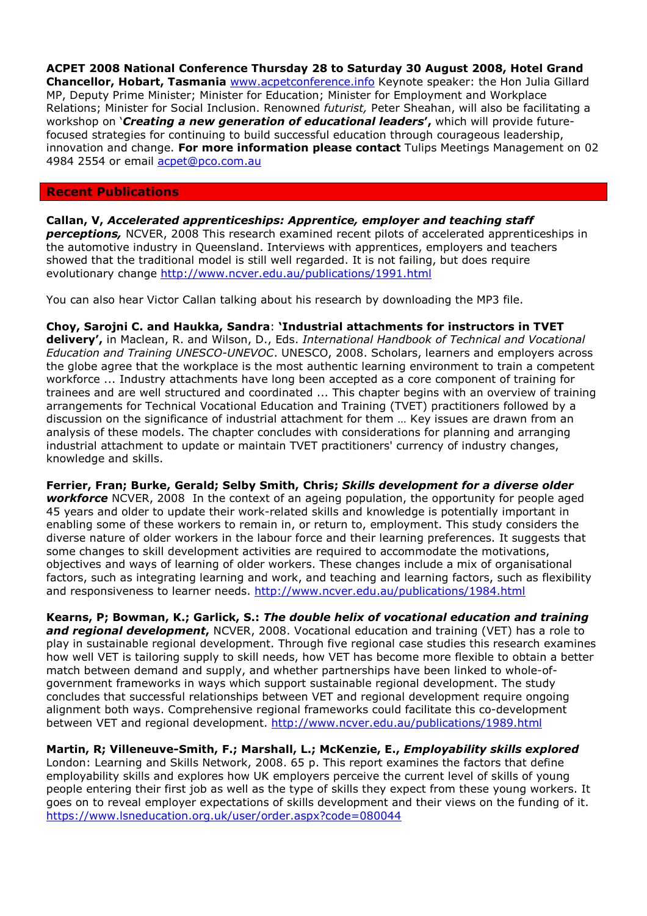**ACPET 2008 National Conference Thursday 28 to Saturday 30 August 2008, Hotel Grand Chancellor, Hobart, Tasmania** [www.acpetconference.info](http://www.acpetconference.info) Keynote speaker: the Hon Julia Gillard MP, Deputy Prime Minister; Minister for Education; Minister for Employment and Workplace Relations; Minister for Social Inclusion. Renowned *futurist,* Peter Sheahan, will also be facilitating a workshop on '***Creating a new generation of educational leaders*'**, which will provide future-focused strategies for continuing to build successful education through courageous leadership, innovation and change. **For more information please contact** Tulips Meetings Management on 02 4984 2554 or email [acpet@pco.com.au](mailto:acpet@pco.com.au)

## Recent Publications

**Callan, V, *Accelerated apprenticeships: Apprentice, employer and teaching staff perceptions,*** NCVER, 2008 This research examined recent pilots of accelerated apprenticeships in the automotive industry in Queensland. Interviews with apprentices, employers and teachers showed that the traditional model is still well regarded. It is not failing, but does require evolutionary change [http://www.ncver.edu.au/publications/1991.html](http://www.ncver.edu.au/publications/1991.html)

You can also hear Victor Callan talking about his research by downloading the MP3 file.

**Choy, Sarojni C. and Haukka, Sandra**: **'Industrial attachments for instructors in TVET delivery',** in Maclean, R. and Wilson, D., Eds. *International Handbook of Technical and Vocational Education and Training UNESCO-UNEVOC*. UNESCO, 2008. Scholars, learners and employers across the globe agree that the workplace is the most authentic learning environment to train a competent workforce ... Industry attachments have long been accepted as a core component of training for trainees and are well structured and coordinated ... This chapter begins with an overview of training arrangements for Technical Vocational Education and Training (TVET) practitioners followed by a discussion on the significance of industrial attachment for them … Key issues are drawn from an analysis of these models. The chapter concludes with considerations for planning and arranging industrial attachment to update or maintain TVET practitioners' currency of industry changes, knowledge and skills.

**Ferrier, Fran; Burke, Gerald; Selby Smith, Chris; *Skills development for a diverse older workforce*** NCVER, 2008 In the context of an ageing population, the opportunity for people aged 45 years and older to update their work-related skills and knowledge is potentially important in enabling some of these workers to remain in, or return to, employment. This study considers the diverse nature of older workers in the labour force and their learning preferences. It suggests that some changes to skill development activities are required to accommodate the motivations, objectives and ways of learning of older workers. These changes include a mix of organisational factors, such as integrating learning and work, and teaching and learning factors, such as flexibility and responsiveness to learner needs. [http://www.ncver.edu.au/publications/1984.html](http://www.ncver.edu.au/publications/1984.html)

**Kearns, P; Bowman, K.; Garlick, S.: *The double helix of vocational education and training and regional development*,** NCVER, 2008. Vocational education and training (VET) has a role to play in sustainable regional development. Through five regional case studies this research examines how well VET is tailoring supply to skill needs, how VET has become more flexible to obtain a better match between demand and supply, and whether partnerships have been linked to whole-of-government frameworks in ways which support sustainable regional development. The study concludes that successful relationships between VET and regional development require ongoing alignment both ways. Comprehensive regional frameworks could facilitate this co-development between VET and regional development. [http://www.ncver.edu.au/publications/1989.html](http://www.ncver.edu.au/publications/1989.html)

**Martin, R; Villeneuve-Smith, F.; Marshall, L.; McKenzie, E., *Employability skills explored*** London: Learning and Skills Network, 2008. 65 p. This report examines the factors that define employability skills and explores how UK employers perceive the current level of skills of young people entering their first job as well as the type of skills they expect from these young workers. It goes on to reveal employer expectations of skills development and their views on the funding of it. [https://www.lsneducation.org.uk/user/order.aspx?code=080044](https://www.lsneducation.org.uk/user/order.aspx?code=080044)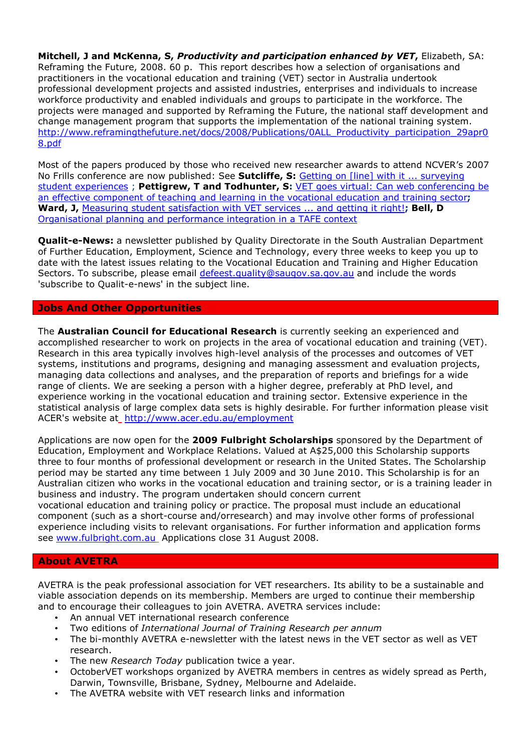**Mitchell, J and McKenna, S,** ***Productivity and participation enhanced by VET*****,** Elizabeth, SA: Reframing the Future, 2008. 60 p. This report describes how a selection of organisations and practitioners in the vocational education and training (VET) sector in Australia undertook professional development projects and assisted industries, enterprises and individuals to increase workforce productivity and enabled individuals and groups to participate in the workforce. The projects were managed and supported by Reframing the Future, the national staff development and change management program that supports the implementation of the national training system. http://www.reframingthefuture.net/docs/2008/Publications/0ALL_Productivity_participation_29apr08.pdf

Most of the papers produced by those who received new researcher awards to attend NCVER's 2007 No Frills conference are now published: See **Sutcliffe, S:** Getting on [line] with it ... surveying student experiences ; **Pettigrew, T and Todhunter, S:** VET goes virtual: Can web conferencing be an effective component of teaching and learning in the vocational education and training sector**;** **Ward, J,** Measuring student satisfaction with VET services ... and getting it right!**; Bell, D** Organisational planning and performance integration in a TAFE context

**Qualit-e-News:** a newsletter published by Quality Directorate in the South Australian Department of Further Education, Employment, Science and Technology, every three weeks to keep you up to date with the latest issues relating to the Vocational Education and Training and Higher Education Sectors. To subscribe, please email defeest.quality@saugov.sa.gov.au and include the words 'subscribe to Qualit-e-news' in the subject line.

## Jobs And Other Opportunities

The **Australian Council for Educational Research** is currently seeking an experienced and accomplished researcher to work on projects in the area of vocational education and training (VET). Research in this area typically involves high-level analysis of the processes and outcomes of VET systems, institutions and programs, designing and managing assessment and evaluation projects, managing data collections and analyses, and the preparation of reports and briefings for a wide range of clients. We are seeking a person with a higher degree, preferably at PhD level, and experience working in the vocational education and training sector. Extensive experience in the statistical analysis of large complex data sets is highly desirable. For further information please visit ACER's website at http://www.acer.edu.au/employment

Applications are now open for the **2009 Fulbright Scholarships** sponsored by the Department of Education, Employment and Workplace Relations. Valued at A$25,000 this Scholarship supports three to four months of professional development or research in the United States. The Scholarship period may be started any time between 1 July 2009 and 30 June 2010. This Scholarship is for an Australian citizen who works in the vocational education and training sector, or is a training leader in business and industry. The program undertaken should concern current vocational education and training policy or practice. The proposal must include an educational component (such as a short-course and/orresearch) and may involve other forms of professional experience including visits to relevant organisations. For further information and application forms see www.fulbright.com.au Applications close 31 August 2008.

## About AVETRA

AVETRA is the peak professional association for VET researchers. Its ability to be a sustainable and viable association depends on its membership. Members are urged to continue their membership and to encourage their colleagues to join AVETRA. AVETRA services include:

- An annual VET international research conference
- Two editions of *International Journal of Training Research per annum*
- The bi-monthly AVETRA e-newsletter with the latest news in the VET sector as well as VET research.
- The new *Research Today* publication twice a year.
- OctoberVET workshops organized by AVETRA members in centres as widely spread as Perth, Darwin, Townsville, Brisbane, Sydney, Melbourne and Adelaide.
- The AVETRA website with VET research links and information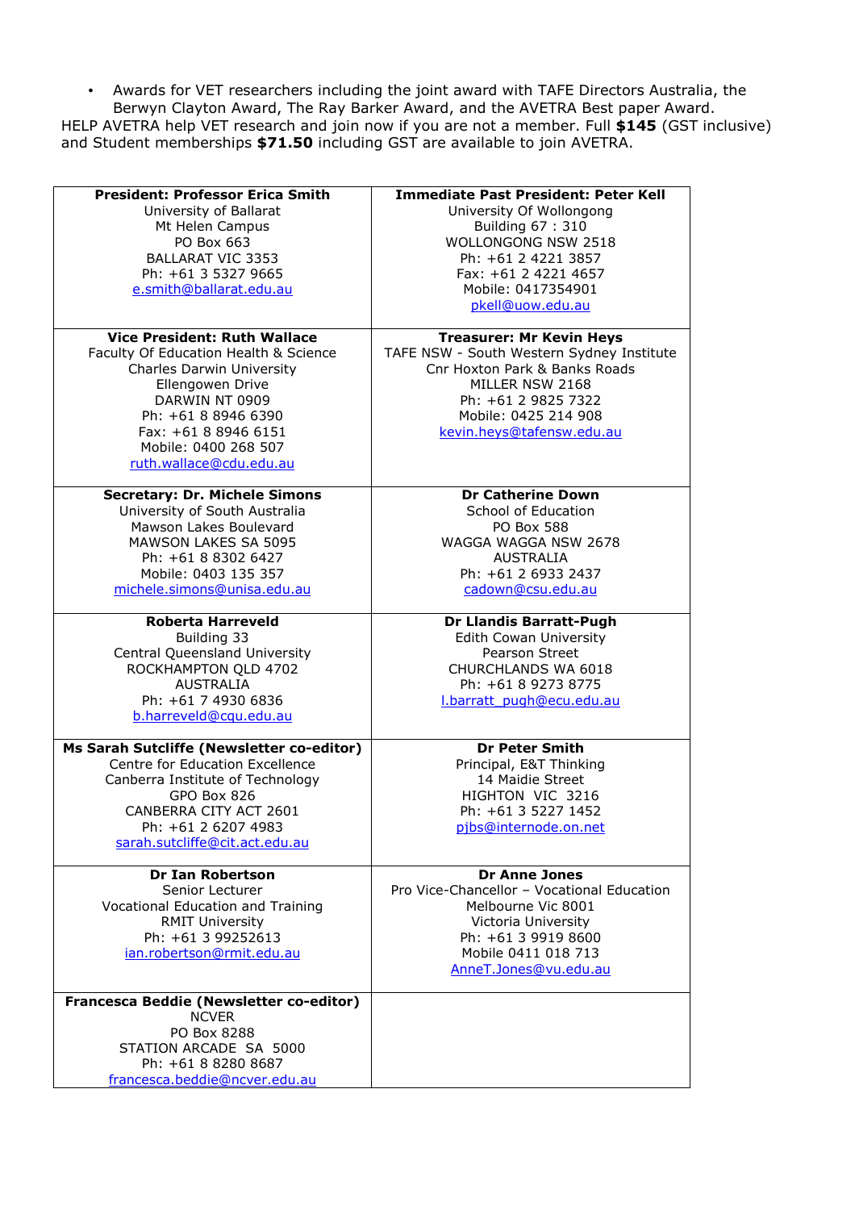- Awards for VET researchers including the joint award with TAFE Directors Australia, the Berwyn Clayton Award, The Ray Barker Award, and the AVETRA Best paper Award.

HELP AVETRA help VET research and join now if you are not a member. Full **$145** (GST inclusive) and Student memberships **$71.50** including GST are available to join AVETRA.

| | |
|---|---|
| **President: Professor Erica Smith**<br>University of Ballarat<br>Mt Helen Campus<br>PO Box 663<br>BALLARAT VIC 3353<br>Ph: +61 3 5327 9665<br>e.smith@ballarat.edu.au | **Immediate Past President: Peter Kell**<br>University Of Wollongong<br>Building 67 : 310<br>WOLLONGONG NSW 2518<br>Ph: +61 2 4221 3857<br>Fax: +61 2 4221 4657<br>Mobile: 0417354901<br>pkell@uow.edu.au |
| **Vice President: Ruth Wallace**<br>Faculty Of Education Health & Science<br>Charles Darwin University<br>Ellengowen Drive<br>DARWIN NT 0909<br>Ph: +61 8 8946 6390<br>Fax: +61 8 8946 6151<br>Mobile: 0400 268 507<br>ruth.wallace@cdu.edu.au | **Treasurer: Mr Kevin Heys**<br>TAFE NSW - South Western Sydney Institute<br>Cnr Hoxton Park & Banks Roads<br>MILLER NSW 2168<br>Ph: +61 2 9825 7322<br>Mobile: 0425 214 908<br>kevin.heys@tafensw.edu.au |
| **Secretary: Dr. Michele Simons**<br>University of South Australia<br>Mawson Lakes Boulevard<br>MAWSON LAKES SA 5095<br>Ph: +61 8 8302 6427<br>Mobile: 0403 135 357<br>michele.simons@unisa.edu.au | **Dr Catherine Down**<br>School of Education<br>PO Box 588<br>WAGGA WAGGA NSW 2678<br>AUSTRALIA<br>Ph: +61 2 6933 2437<br>cadown@csu.edu.au |
| **Roberta Harreveld**<br>Building 33<br>Central Queensland University<br>ROCKHAMPTON QLD 4702<br>AUSTRALIA<br>Ph: +61 7 4930 6836<br>b.harreveld@cqu.edu.au | **Dr Llandis Barratt-Pugh**<br>Edith Cowan University<br>Pearson Street<br>CHURCHLANDS WA 6018<br>Ph: +61 8 9273 8775<br>l.barratt_pugh@ecu.edu.au |
| **Ms Sarah Sutcliffe (Newsletter co-editor)**<br>Centre for Education Excellence<br>Canberra Institute of Technology<br>GPO Box 826<br>CANBERRA CITY ACT 2601<br>Ph: +61 2 6207 4983<br>sarah.sutcliffe@cit.act.edu.au | **Dr Peter Smith**<br>Principal, E&T Thinking<br>14 Maidie Street<br>HIGHTON VIC 3216<br>Ph: +61 3 5227 1452<br>pjbs@internode.on.net |
| **Dr Ian Robertson**<br>Senior Lecturer<br>Vocational Education and Training<br>RMIT University<br>Ph: +61 3 99252613<br>ian.robertson@rmit.edu.au | **Dr Anne Jones**<br>Pro Vice-Chancellor – Vocational Education<br>Melbourne Vic 8001<br>Victoria University<br>Ph: +61 3 9919 8600<br>Mobile 0411 018 713<br>AnneT.Jones@vu.edu.au |
| **Francesca Beddie (Newsletter co-editor)**<br>NCVER<br>PO Box 8288<br>STATION ARCADE SA 5000<br>Ph: +61 8 8280 8687<br>francesca.beddie@ncver.edu.au | |